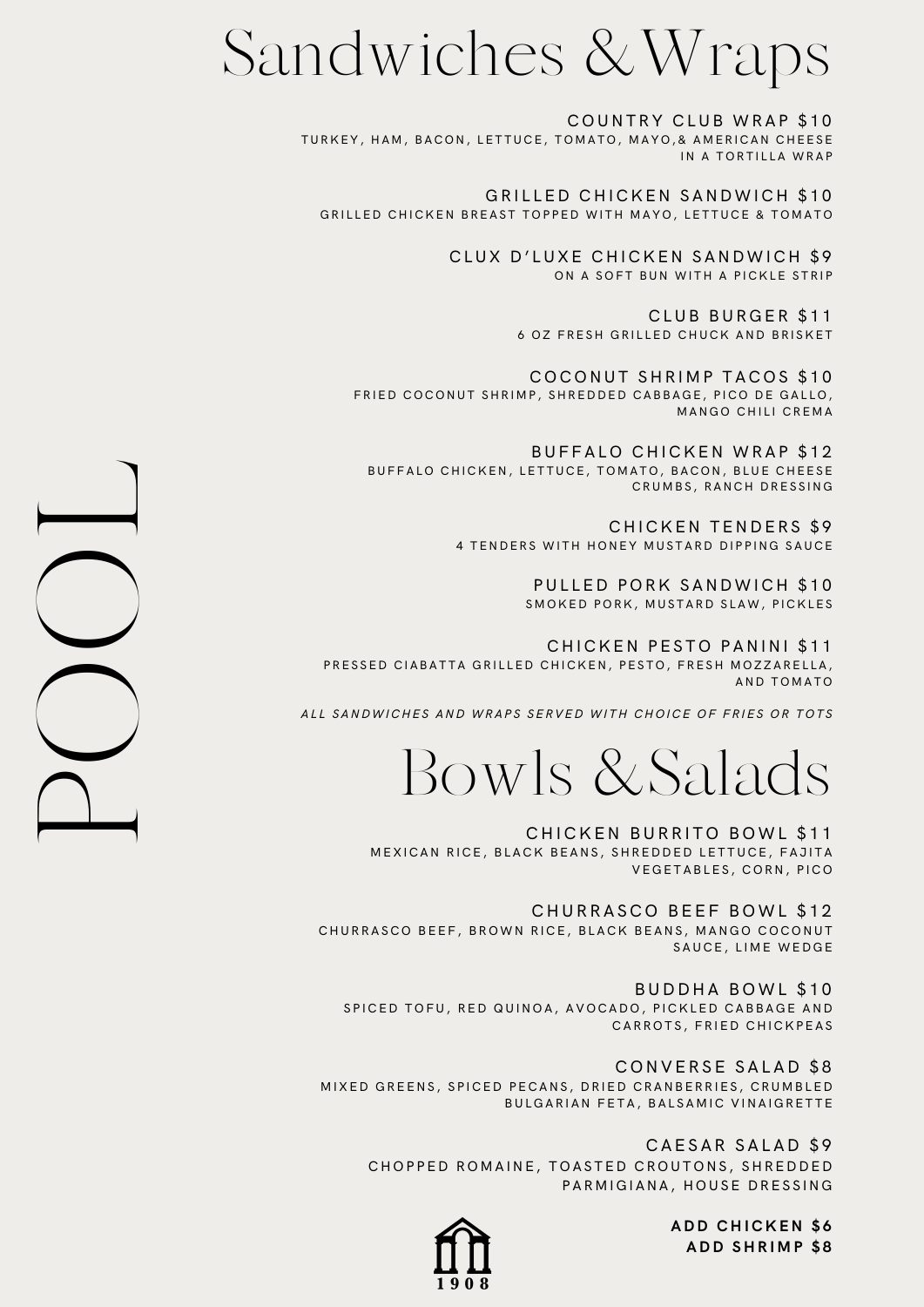# POOL

## Sandwiches & Wraps

**COUNTRY CLUB WRAP $10**
TURKEY, HAM, BACON, LETTUCE, TOMATO, MAYO,& AMERICAN CHEESE IN A TORTILLA WRAP

**GRILLED CHICKEN SANDWICH $10**
GRILLED CHICKEN BREAST TOPPED WITH MAYO, LETTUCE & TOMATO

**CLUX D'LUXE CHICKEN SANDWICH $9**
ON A SOFT BUN WITH A PICKLE STRIP

**CLUB BURGER $11**
6 OZ FRESH GRILLED CHUCK AND BRISKET

**COCONUT SHRIMP TACOS $10**
FRIED COCONUT SHRIMP, SHREDDED CABBAGE, PICO DE GALLO, MANGO CHILI CREMA

**BUFFALO CHICKEN WRAP $12**
BUFFALO CHICKEN, LETTUCE, TOMATO, BACON, BLUE CHEESE CRUMBS, RANCH DRESSING

**CHICKEN TENDERS $9**
4 TENDERS WITH HONEY MUSTARD DIPPING SAUCE

**PULLED PORK SANDWICH $10**
SMOKED PORK, MUSTARD SLAW, PICKLES

**CHICKEN PESTO PANINI $11**
PRESSED CIABATTA GRILLED CHICKEN, PESTO, FRESH MOZZARELLA, AND TOMATO

*ALL SANDWICHES AND WRAPS SERVED WITH CHOICE OF FRIES OR TOTS*

## Bowls & Salads

**CHICKEN BURRITO BOWL $11**
MEXICAN RICE, BLACK BEANS, SHREDDED LETTUCE, FAJITA VEGETABLES, CORN, PICO

**CHURRASCO BEEF BOWL $12**
CHURRASCO BEEF, BROWN RICE, BLACK BEANS, MANGO COCONUT SAUCE, LIME WEDGE

**BUDDHA BOWL $10**
SPICED TOFU, RED QUINOA, AVOCADO, PICKLED CABBAGE AND CARROTS, FRIED CHICKPEAS

**CONVERSE SALAD $8**
MIXED GREENS, SPICED PECANS, DRIED CRANBERRIES, CRUMBLED BULGARIAN FETA, BALSAMIC VINAIGRETTE

**CAESAR SALAD $9**
CHOPPED ROMAINE, TOASTED CROUTONS, SHREDDED PARMIGIANA, HOUSE DRESSING

**ADD CHICKEN $6**
**ADD SHRIMP $8**

1908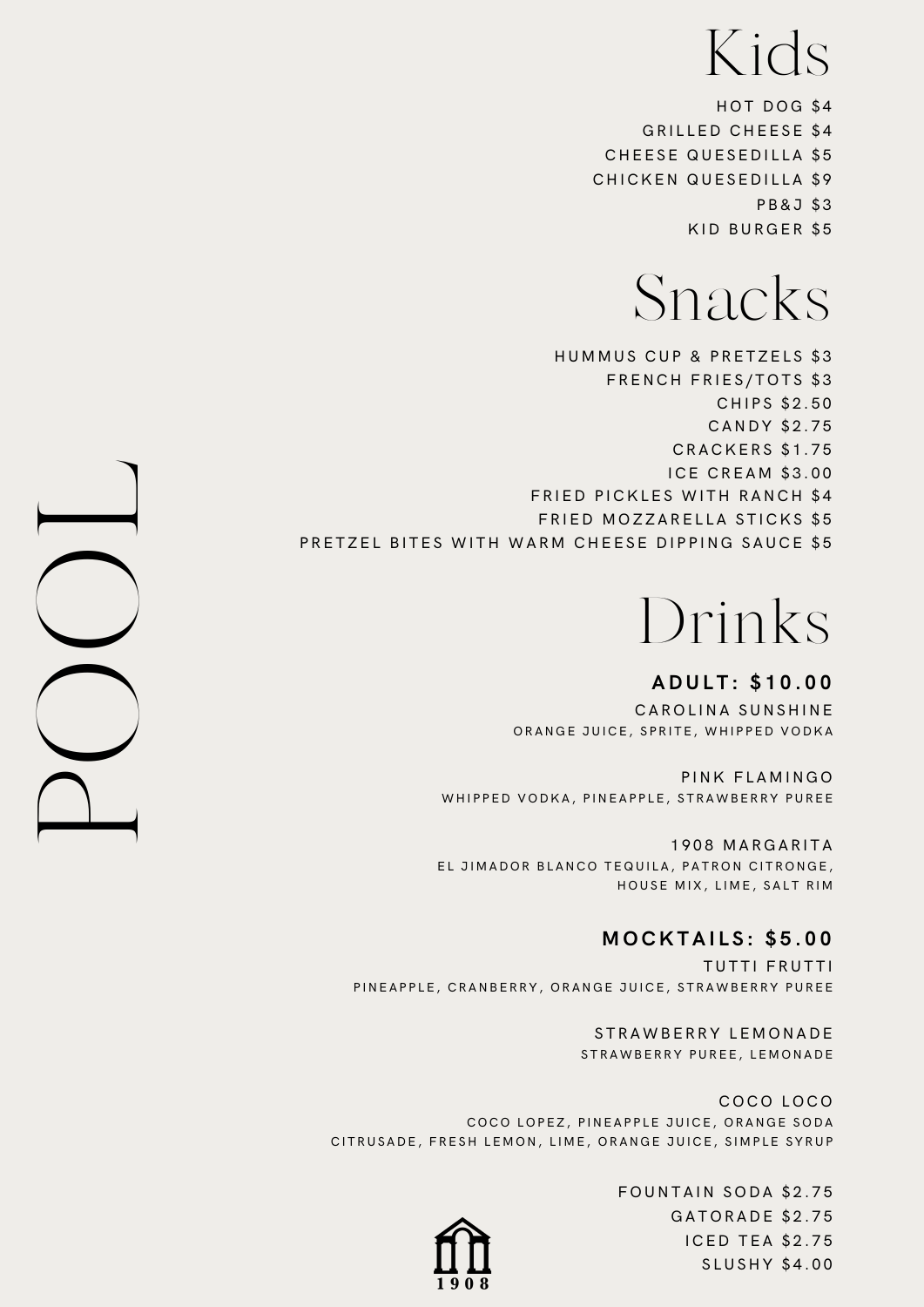# POOL

## Kids

HOT DOG $4
GRILLED CHEESE $4
CHEESE QUESEDILLA $5
CHICKEN QUESEDILLA $9
PB&J $3
KID BURGER $5

## Snacks

HUMMUS CUP & PRETZELS $3
FRENCH FRIES/TOTS $3
CHIPS $2.50
CANDY $2.75
CRACKERS $1.75
ICE CREAM $3.00
FRIED PICKLES WITH RANCH $4
FRIED MOZZARELLA STICKS $5
PRETZEL BITES WITH WARM CHEESE DIPPING SAUCE $5

## Drinks

**ADULT: $10.00**

CAROLINA SUNSHINE
ORANGE JUICE, SPRITE, WHIPPED VODKA

PINK FLAMINGO
WHIPPED VODKA, PINEAPPLE, STRAWBERRY PUREE

1908 MARGARITA
EL JIMADOR BLANCO TEQUILA, PATRON CITRONGE, HOUSE MIX, LIME, SALT RIM

**MOCKTAILS: $5.00**

TUTTI FRUTTI
PINEAPPLE, CRANBERRY, ORANGE JUICE, STRAWBERRY PUREE

STRAWBERRY LEMONADE
STRAWBERRY PUREE, LEMONADE

COCO LOCO
COCO LOPEZ, PINEAPPLE JUICE, ORANGE SODA
CITRUSADE, FRESH LEMON, LIME, ORANGE JUICE, SIMPLE SYRUP

FOUNTAIN SODA $2.75
GATORADE $2.75
ICED TEA $2.75
SLUSHY $4.00

1908